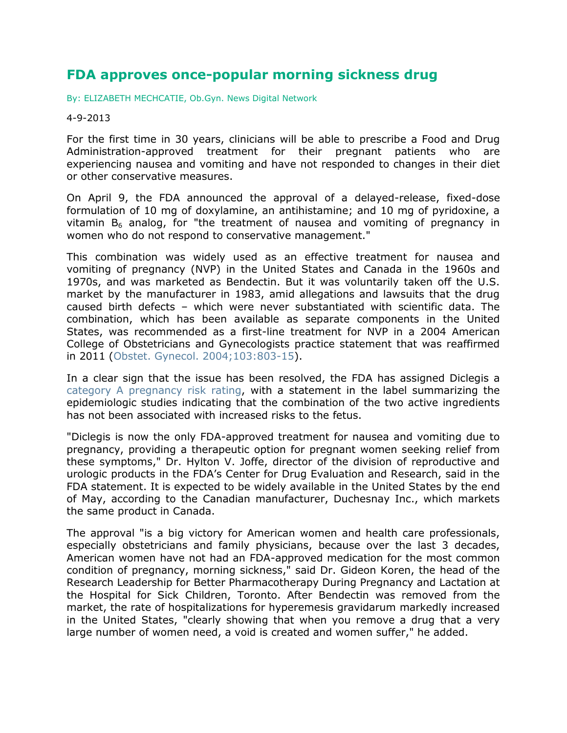# FDA approves once-popular morning sickness drug

By: ELIZABETH MECHCATIE, Ob.Gyn. News Digital Network

4-9-2013

For the first time in 30 years, clinicians will be able to prescribe a Food and Drug Administration-approved treatment for their pregnant patients who are experiencing nausea and vomiting and have not responded to changes in their diet or other conservative measures.

On April 9, the FDA announced the approval of a delayed-release, fixed-dose formulation of 10 mg of doxylamine, an antihistamine; and 10 mg of pyridoxine, a vitamin $B_6$ analog, for "the treatment of nausea and vomiting of pregnancy in women who do not respond to conservative management."

This combination was widely used as an effective treatment for nausea and vomiting of pregnancy (NVP) in the United States and Canada in the 1960s and 1970s, and was marketed as Bendectin. But it was voluntarily taken off the U.S. market by the manufacturer in 1983, amid allegations and lawsuits that the drug caused birth defects – which were never substantiated with scientific data. The combination, which has been available as separate components in the United States, was recommended as a first-line treatment for NVP in a 2004 American College of Obstetricians and Gynecologists practice statement that was reaffirmed in 2011 (Obstet. Gynecol. 2004;103:803-15).

In a clear sign that the issue has been resolved, the FDA has assigned Diclegis a category A pregnancy risk rating, with a statement in the label summarizing the epidemiologic studies indicating that the combination of the two active ingredients has not been associated with increased risks to the fetus.

"Diclegis is now the only FDA-approved treatment for nausea and vomiting due to pregnancy, providing a therapeutic option for pregnant women seeking relief from these symptoms," Dr. Hylton V. Joffe, director of the division of reproductive and urologic products in the FDA's Center for Drug Evaluation and Research, said in the FDA statement. It is expected to be widely available in the United States by the end of May, according to the Canadian manufacturer, Duchesnay Inc., which markets the same product in Canada.

The approval "is a big victory for American women and health care professionals, especially obstetricians and family physicians, because over the last 3 decades, American women have not had an FDA-approved medication for the most common condition of pregnancy, morning sickness," said Dr. Gideon Koren, the head of the Research Leadership for Better Pharmacotherapy During Pregnancy and Lactation at the Hospital for Sick Children, Toronto. After Bendectin was removed from the market, the rate of hospitalizations for hyperemesis gravidarum markedly increased in the United States, "clearly showing that when you remove a drug that a very large number of women need, a void is created and women suffer," he added.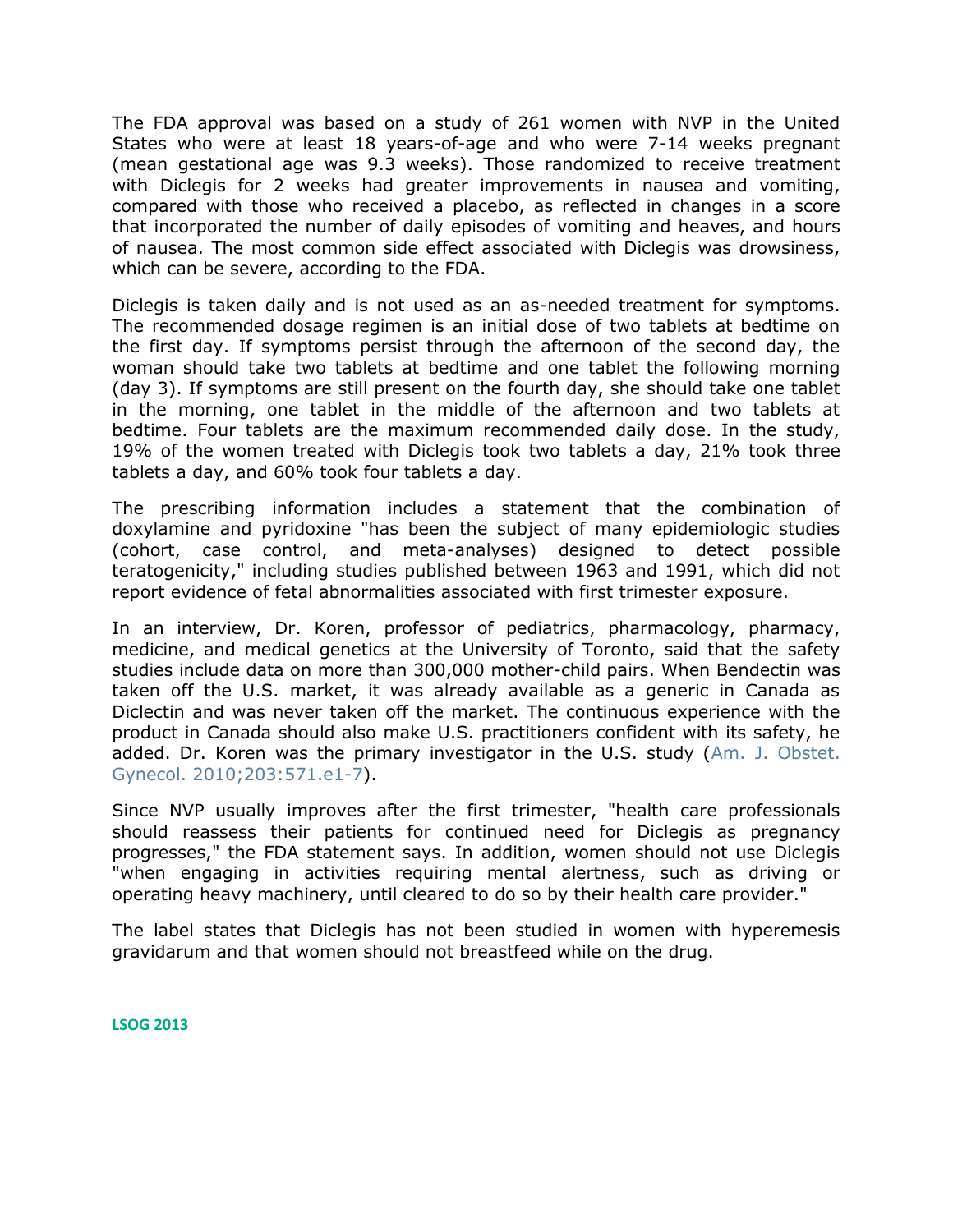The FDA approval was based on a study of 261 women with NVP in the United States who were at least 18 years-of-age and who were 7-14 weeks pregnant (mean gestational age was 9.3 weeks). Those randomized to receive treatment with Diclegis for 2 weeks had greater improvements in nausea and vomiting, compared with those who received a placebo, as reflected in changes in a score that incorporated the number of daily episodes of vomiting and heaves, and hours of nausea. The most common side effect associated with Diclegis was drowsiness, which can be severe, according to the FDA.

Diclegis is taken daily and is not used as an as-needed treatment for symptoms. The recommended dosage regimen is an initial dose of two tablets at bedtime on the first day. If symptoms persist through the afternoon of the second day, the woman should take two tablets at bedtime and one tablet the following morning (day 3). If symptoms are still present on the fourth day, she should take one tablet in the morning, one tablet in the middle of the afternoon and two tablets at bedtime. Four tablets are the maximum recommended daily dose. In the study, 19% of the women treated with Diclegis took two tablets a day, 21% took three tablets a day, and 60% took four tablets a day.

The prescribing information includes a statement that the combination of doxylamine and pyridoxine "has been the subject of many epidemiologic studies (cohort, case control, and meta-analyses) designed to detect possible teratogenicity," including studies published between 1963 and 1991, which did not report evidence of fetal abnormalities associated with first trimester exposure.

In an interview, Dr. Koren, professor of pediatrics, pharmacology, pharmacy, medicine, and medical genetics at the University of Toronto, said that the safety studies include data on more than 300,000 mother-child pairs. When Bendectin was taken off the U.S. market, it was already available as a generic in Canada as Diclectin and was never taken off the market. The continuous experience with the product in Canada should also make U.S. practitioners confident with its safety, he added. Dr. Koren was the primary investigator in the U.S. study (Am. J. Obstet. Gynecol. 2010;203:571.e1-7).

Since NVP usually improves after the first trimester, "health care professionals should reassess their patients for continued need for Diclegis as pregnancy progresses," the FDA statement says. In addition, women should not use Diclegis "when engaging in activities requiring mental alertness, such as driving or operating heavy machinery, until cleared to do so by their health care provider."

The label states that Diclegis has not been studied in women with hyperemesis gravidarum and that women should not breastfeed while on the drug.

**LSOG 2013**